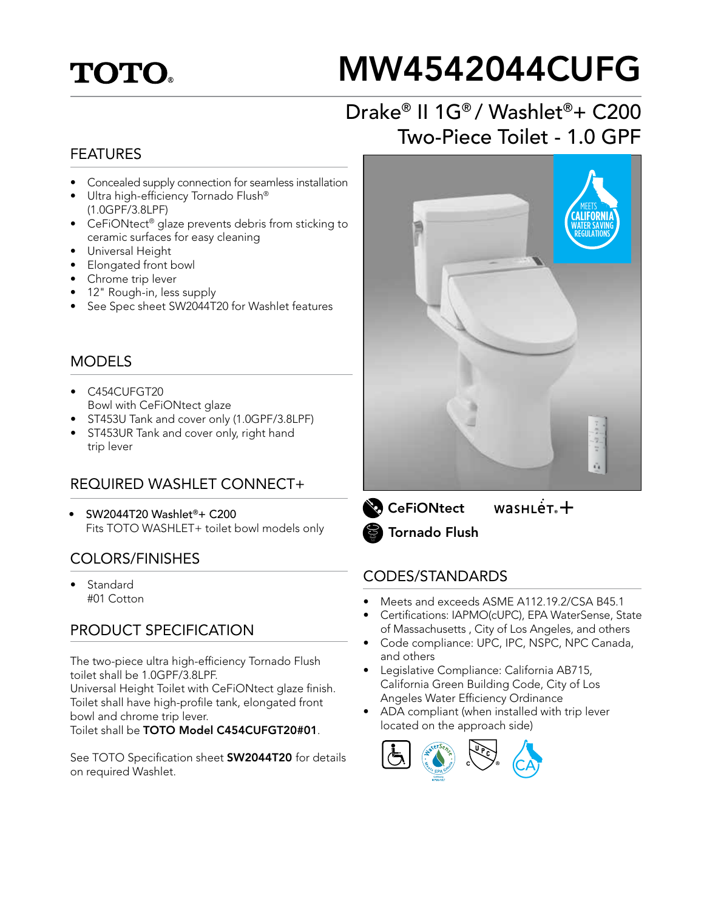TOTO

# MW4542044CUFG

## Drake® II 1G® / Washlet®+ C200 Two-Piece Toilet - 1.0 GPF

### FEATURES

- Concealed supply connection for seamless installation
- Ultra high-efficiency Tornado Flush® (1.0GPF/3.8LPF)
- CeFiONtect® glaze prevents debris from sticking to ceramic surfaces for easy cleaning
- Universal Height
- Elongated front bowl
- Chrome trip lever
- 12" Rough-in, less supply
- See Spec sheet SW2044T20 for Washlet features

### MODELS

- C454CUFGT20
  Bowl with CeFiONtect glaze
- ST453U Tank and cover only (1.0GPF/3.8LPF)
- ST453UR Tank and cover only, right hand trip lever

### REQUIRED WASHLET CONNECT+

- SW2044T20 Washlet®+ C200
  Fits TOTO WASHLET+ toilet bowl models only

### COLORS/FINISHES

- Standard
  #01 Cotton

### PRODUCT SPECIFICATION

The two-piece ultra high-efficiency Tornado Flush toilet shall be 1.0GPF/3.8LPF.
Universal Height Toilet with CeFiONtect glaze finish.
Toilet shall have high-profile tank, elongated front bowl and chrome trip lever.
Toilet shall be **TOTO Model C454CUFGT20#01**.

See TOTO Specification sheet **SW2044T20** for details on required Washlet.

MEETS CALIFORNIA WATER SAVING REGULATIONS

CeFiONtect

WASHLET+

Tornado Flush

### CODES/STANDARDS

- Meets and exceeds ASME A112.19.2/CSA B45.1
- Certifications: IAPMO(cUPC), EPA WaterSense, State of Massachusetts , City of Los Angeles, and others
- Code compliance: UPC, IPC, NSPC, NPC Canada, and others
- Legislative Compliance: California AB715, California Green Building Code, City of Los Angeles Water Efficiency Ordinance
- ADA compliant (when installed with trip lever located on the approach side)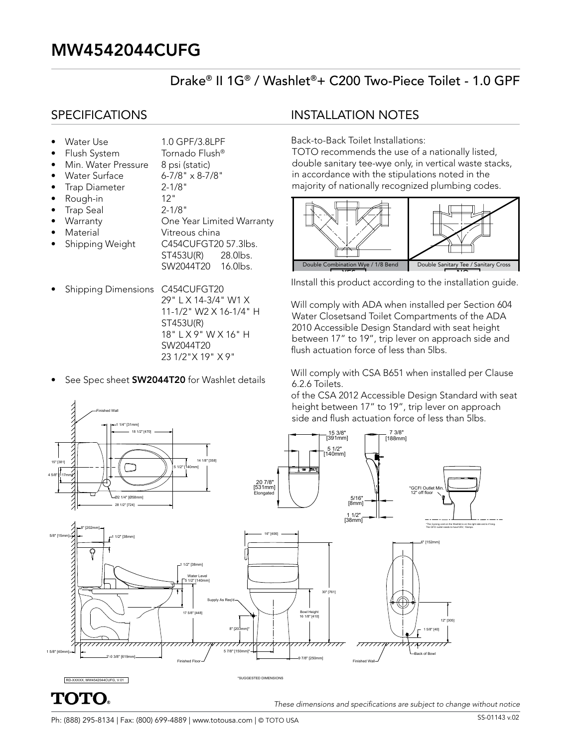# MW4542044CUFG

## Drake® II 1G® / Washlet®+ C200 Two-Piece Toilet - 1.0 GPF

## SPECIFICATIONS

- Water Use 1.0 GPF/3.8LPF
- Flush System Tornado Flush®
- Min. Water Pressure 8 psi (static)
- Water Surface 6-7/8" x 8-7/8"
- Trap Diameter 2-1/8"
- Rough-in 12"
- Trap Seal 2-1/8"
- Warranty One Year Limited Warranty
- Material Vitreous china
- Shipping Weight C454CUFGT20 57.3lbs.
  ST453U(R) 28.0lbs.
  SW2044T20 16.0lbs.

- Shipping Dimensions C454CUFGT20
  29" L X 14-3/4" W1 X
  11-1/2" W2 X 16-1/4" H
  ST453U(R)
  18" L X 9" W X 16" H
  SW2044T20
  23 1/2"X 19" X 9"

- See Spec sheet **SW2044T20** for Washlet details

## INSTALLATION NOTES

Back-to-Back Toilet Installations:
TOTO recommends the use of a nationally listed, double sanitary tee-wye only, in vertical waste stacks, in accordance with the stipulations noted in the majority of nationally recognized plumbing codes.

Double Combination Wye / 1/8 Bend — YES
Double Sanitary Tee / Sanitary Cross — NO

IInstall this product according to the installation guide.

Will comply with ADA when installed per Section 604 Water Closetsand Toilet Compartments of the ADA 2010 Accessible Design Standard with seat height between 17" to 19", trip lever on approach side and flush actuation force of less than 5lbs.

Will comply with CSA B651 when installed per Clause 6.2.6 Toilets.
of the CSA 2012 Accessible Design Standard with seat height between 17" to 19", trip lever on approach side and flush actuation force of less than 5lbs.

Finished Wall
1 1/4" [31mm]
18 1/2" [470]
14 1/8" [358]
5 1/2" [140mm]
15" [381]
4 5/8" [117mm]
Ø2 1/4" [Ø58mm]
28 1/2" [724]

15 3/8" [391mm]
5 1/2" [140mm]
20 7/8" [531mm] Elongated
7 3/8" [188mm]
5/16" [8mm]
1 1/2" [38mm]
"GCFI Outlet Min. 12" off floor
*The 3-prong cord on the Washlet is on the right side and is 4' long. The GFCI outlet needs to have120V, 15amps.

8" [202mm]
5/8" [15mm]
1 1/2" [38mm]
1 1/2" [38mm]
Water Level
5 1/2" [140mm]
17 5/8" [448]
1 5/8" [40mm]
2'-0 3/8" [619mm]
Finished Floor
16" [406]
Supply As Req'd
30" [761]
Bowl Height 16 1/8" [410]
8" [203mm]*
5 7/8" [150mm]*
9 7/8" [250mm]
6" [152mm]
12" [305]
1 5/8" [40]
Finished Wall
Back of Bowl

RD-XXXXX, MW4542044CUFG, V.01

*SUGGESTED DIMENSIONS

TOTO®

*These dimensions and specifications are subject to change without notice*

Ph: (888) 295-8134 | Fax: (800) 699-4889 | www.totousa.com | © TOTO USA

SS-01143 v.02